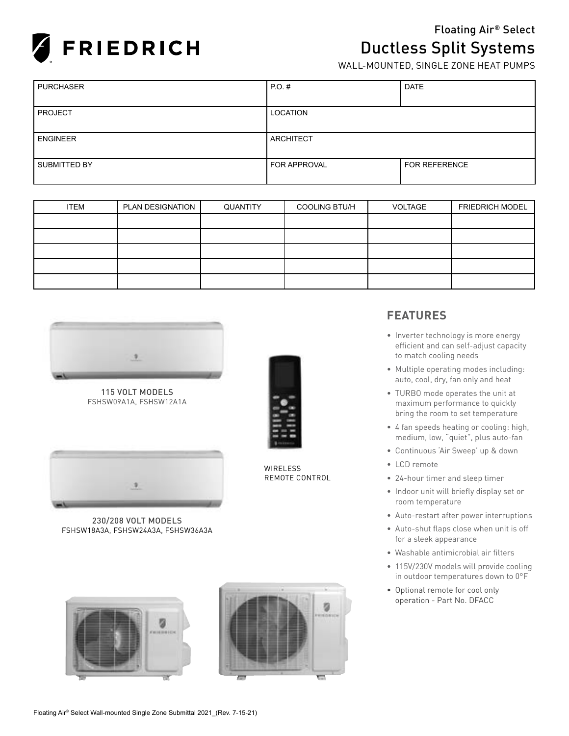# FRIEDRICH

## Floating Air® Select
# Ductless Split Systems

WALL-MOUNTED, SINGLE ZONE HEAT PUMPS

| PURCHASER | P.O. # | DATE |
|---|---|---|
| PROJECT | LOCATION | |
| ENGINEER | ARCHITECT | |
| SUBMITTED BY | FOR APPROVAL | FOR REFERENCE |

| ITEM | PLAN DESIGNATION | QUANTITY | COOLING BTU/H | VOLTAGE | FRIEDRICH MODEL |
|---|---|---|---|---|---|
| | | | | | |
| | | | | | |
| | | | | | |
| | | | | | |
| | | | | | |

115 VOLT MODELS
FSHSW09A1A, FSHSW12A1A

230/208 VOLT MODELS
FSHSW18A3A, FSHSW24A3A, FSHSW36A3A

WIRELESS
REMOTE CONTROL

## FEATURES

- Inverter technology is more energy efficient and can self-adjust capacity to match cooling needs
- Multiple operating modes including: auto, cool, dry, fan only and heat
- TURBO mode operates the unit at maximum performance to quickly bring the room to set temperature
- 4 fan speeds heating or cooling: high, medium, low, "quiet", plus auto-fan
- Continuous 'Air Sweep' up & down
- LCD remote
- 24-hour timer and sleep timer
- Indoor unit will briefly display set or room temperature
- Auto-restart after power interruptions
- Auto-shut flaps close when unit is off for a sleek appearance
- Washable antimicrobial air filters
- 115V/230V models will provide cooling in outdoor temperatures down to 0°F
- Optional remote for cool only operation - Part No. DFACC

Floating Air® Select Wall-mounted Single Zone Submittal 2021_(Rev. 7-15-21)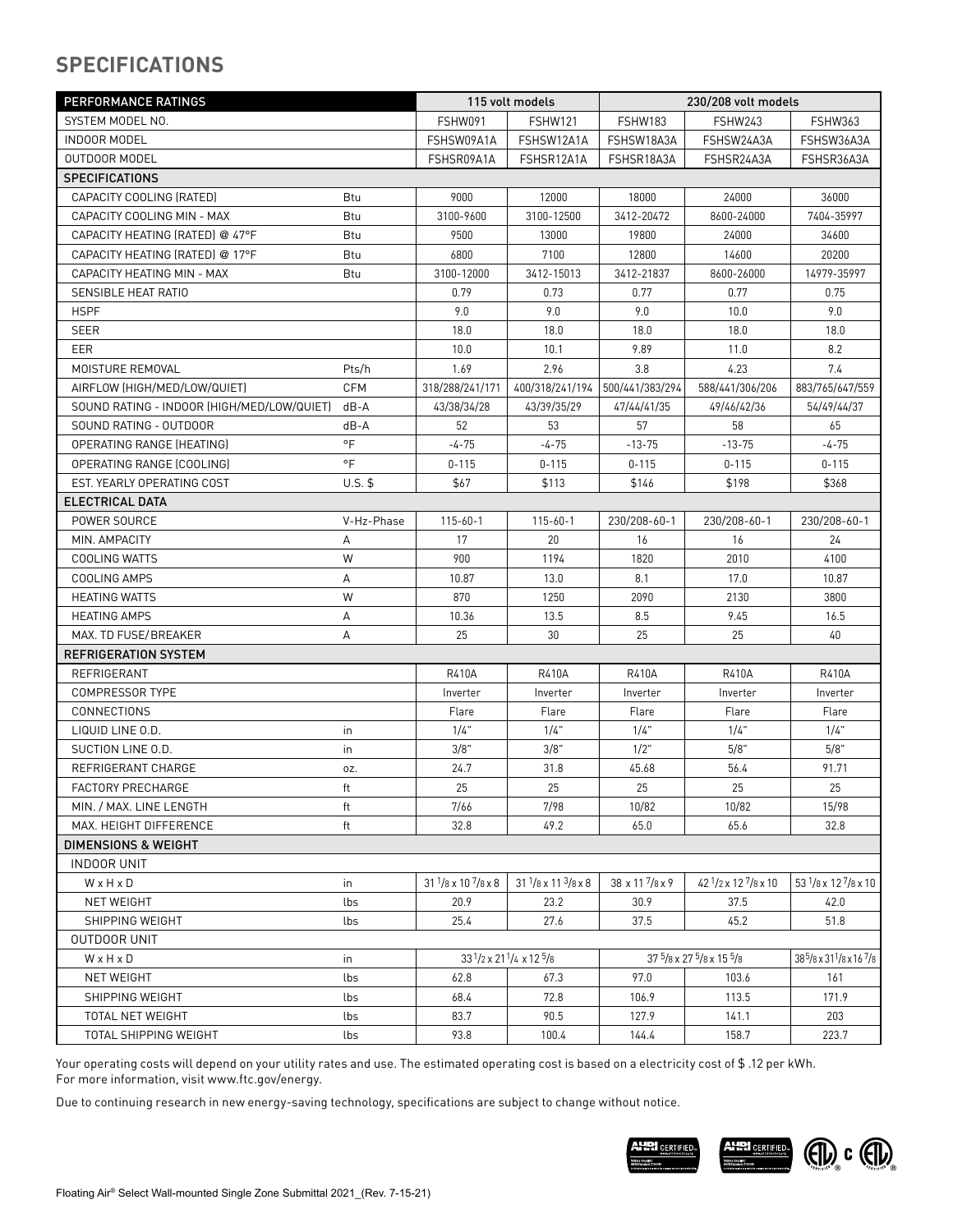## SPECIFICATIONS

| PERFORMANCE RATINGS | | 115 volt models | | 230/208 volt models | | |
|---|---|---|---|---|---|---|
| SYSTEM MODEL NO. | | FSHW091 | FSHW121 | FSHW183 | FSHW243 | FSHW363 |
| INDOOR MODEL | | FSHSW09A1A | FSHSW12A1A | FSHSW18A3A | FSHSW24A3A | FSHSW36A3A |
| OUTDOOR MODEL | | FSHSR09A1A | FSHSR12A1A | FSHSR18A3A | FSHSR24A3A | FSHSR36A3A |
| **SPECIFICATIONS** | | | | | | |
| CAPACITY COOLING (RATED) | Btu | 9000 | 12000 | 18000 | 24000 | 36000 |
| CAPACITY COOLING MIN - MAX | Btu | 3100-9600 | 3100-12500 | 3412-20472 | 8600-24000 | 7404-35997 |
| CAPACITY HEATING (RATED) @ 47°F | Btu | 9500 | 13000 | 19800 | 24000 | 34600 |
| CAPACITY HEATING (RATED) @ 17°F | Btu | 6800 | 7100 | 12800 | 14600 | 20200 |
| CAPACITY HEATING MIN - MAX | Btu | 3100-12000 | 3412-15013 | 3412-21837 | 8600-26000 | 14979-35997 |
| SENSIBLE HEAT RATIO | | 0.79 | 0.73 | 0.77 | 0.77 | 0.75 |
| HSPF | | 9.0 | 9.0 | 9.0 | 10.0 | 9.0 |
| SEER | | 18.0 | 18.0 | 18.0 | 18.0 | 18.0 |
| EER | | 10.0 | 10.1 | 9.89 | 11.0 | 8.2 |
| MOISTURE REMOVAL | Pts/h | 1.69 | 2.96 | 3.8 | 4.23 | 7.4 |
| AIRFLOW (HIGH/MED/LOW/QUIET) | CFM | 318/288/241/171 | 400/318/241/194 | 500/441/383/294 | 588/441/306/206 | 883/765/647/559 |
| SOUND RATING - INDOOR (HIGH/MED/LOW/QUIET) | dB-A | 43/38/34/28 | 43/39/35/29 | 47/44/41/35 | 49/46/42/36 | 54/49/44/37 |
| SOUND RATING - OUTDOOR | dB-A | 52 | 53 | 57 | 58 | 65 |
| OPERATING RANGE (HEATING) | °F | -4-75 | -4-75 | -13-75 | -13-75 | -4-75 |
| OPERATING RANGE (COOLING) | °F | 0-115 | 0-115 | 0-115 | 0-115 | 0-115 |
| EST. YEARLY OPERATING COST | U.S. $ | $67 | $113 | $146 | $198 | $368 |
| **ELECTRICAL DATA** | | | | | | |
| POWER SOURCE | V-Hz-Phase | 115-60-1 | 115-60-1 | 230/208-60-1 | 230/208-60-1 | 230/208-60-1 |
| MIN. AMPACITY | A | 17 | 20 | 16 | 16 | 24 |
| COOLING WATTS | W | 900 | 1194 | 1820 | 2010 | 4100 |
| COOLING AMPS | A | 10.87 | 13.0 | 8.1 | 17.0 | 10.87 |
| HEATING WATTS | W | 870 | 1250 | 2090 | 2130 | 3800 |
| HEATING AMPS | A | 10.36 | 13.5 | 8.5 | 9.45 | 16.5 |
| MAX. TD FUSE/BREAKER | A | 25 | 30 | 25 | 25 | 40 |
| **REFRIGERATION SYSTEM** | | | | | | |
| REFRIGERANT | | R410A | R410A | R410A | R410A | R410A |
| COMPRESSOR TYPE | | Inverter | Inverter | Inverter | Inverter | Inverter |
| CONNECTIONS | | Flare | Flare | Flare | Flare | Flare |
| LIQUID LINE O.D. | in | 1/4" | 1/4" | 1/4" | 1/4" | 1/4" |
| SUCTION LINE O.D. | in | 3/8" | 3/8" | 1/2" | 5/8" | 5/8" |
| REFRIGERANT CHARGE | oz. | 24.7 | 31.8 | 45.68 | 56.4 | 91.71 |
| FACTORY PRECHARGE | ft | 25 | 25 | 25 | 25 | 25 |
| MIN. / MAX. LINE LENGTH | ft | 7/66 | 7/98 | 10/82 | 10/82 | 15/98 |
| MAX. HEIGHT DIFFERENCE | ft | 32.8 | 49.2 | 65.0 | 65.6 | 32.8 |
| **DIMENSIONS & WEIGHT** | | | | | | |
| INDOOR UNIT | | | | | | |
| W x H x D | in | 31 1/8 x 10 7/8 x 8 | 31 1/8 x 11 3/8 x 8 | 38 x 11 7/8 x 9 | 42 1/2 x 12 7/8 x 10 | 53 1/8 x 12 7/8 x 10 |
| NET WEIGHT | lbs | 20.9 | 23.2 | 30.9 | 37.5 | 42.0 |
| SHIPPING WEIGHT | lbs | 25.4 | 27.6 | 37.5 | 45.2 | 51.8 |
| OUTDOOR UNIT | | | | | | |
| W x H x D | in | 33 1/2 x 21 1/4 x 12 5/8 | | 37 5/8 x 27 5/8 x 15 5/8 | | 38 5/8 x 31 1/8 x 16 7/8 |
| NET WEIGHT | lbs | 62.8 | 67.3 | 97.0 | 103.6 | 161 |
| SHIPPING WEIGHT | lbs | 68.4 | 72.8 | 106.9 | 113.5 | 171.9 |
| TOTAL NET WEIGHT | lbs | 83.7 | 90.5 | 127.9 | 141.1 | 203 |
| TOTAL SHIPPING WEIGHT | lbs | 93.8 | 100.4 | 144.4 | 158.7 | 223.7 |

Your operating costs will depend on your utility rates and use. The estimated operating cost is based on a electricity cost of $ .12 per kWh. For more information, visit www.ftc.gov/energy.

Due to continuing research in new energy-saving technology, specifications are subject to change without notice.

Floating Air® Select Wall-mounted Single Zone Submittal 2021_(Rev. 7-15-21)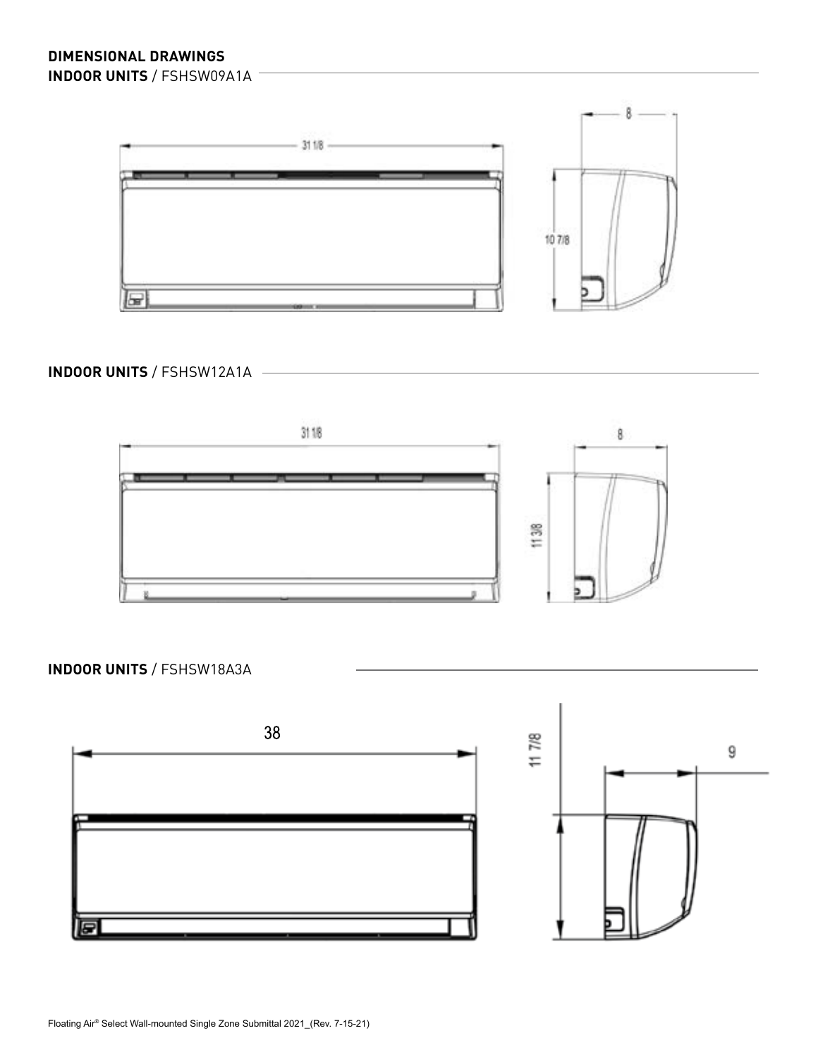# DIMENSIONAL DRAWINGS

## INDOOR UNITS / FSHSW09A1A

31 1/8

8

10 7/8

## INDOOR UNITS / FSHSW12A1A

31 1/8

8

11 3/8

## INDOOR UNITS / FSHSW18A3A

38

11 7/8

9

Floating Air® Select Wall-mounted Single Zone Submittal 2021_(Rev. 7-15-21)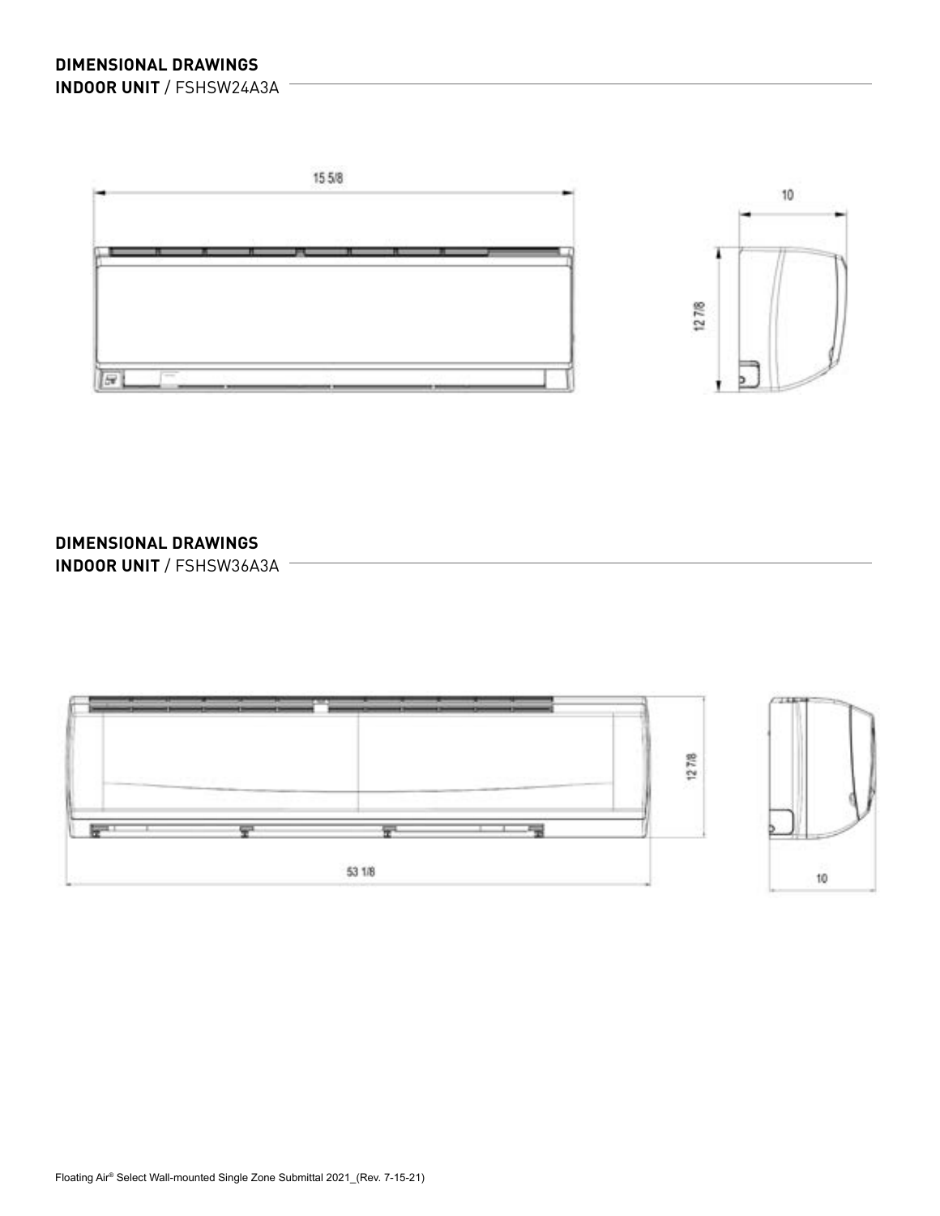## DIMENSIONAL DRAWINGS
**INDOOR UNIT** / FSHSW24A3A

15 5/8

10

12 7/8

## DIMENSIONAL DRAWINGS
**INDOOR UNIT** / FSHSW36A3A

12 7/8

53 1/8

10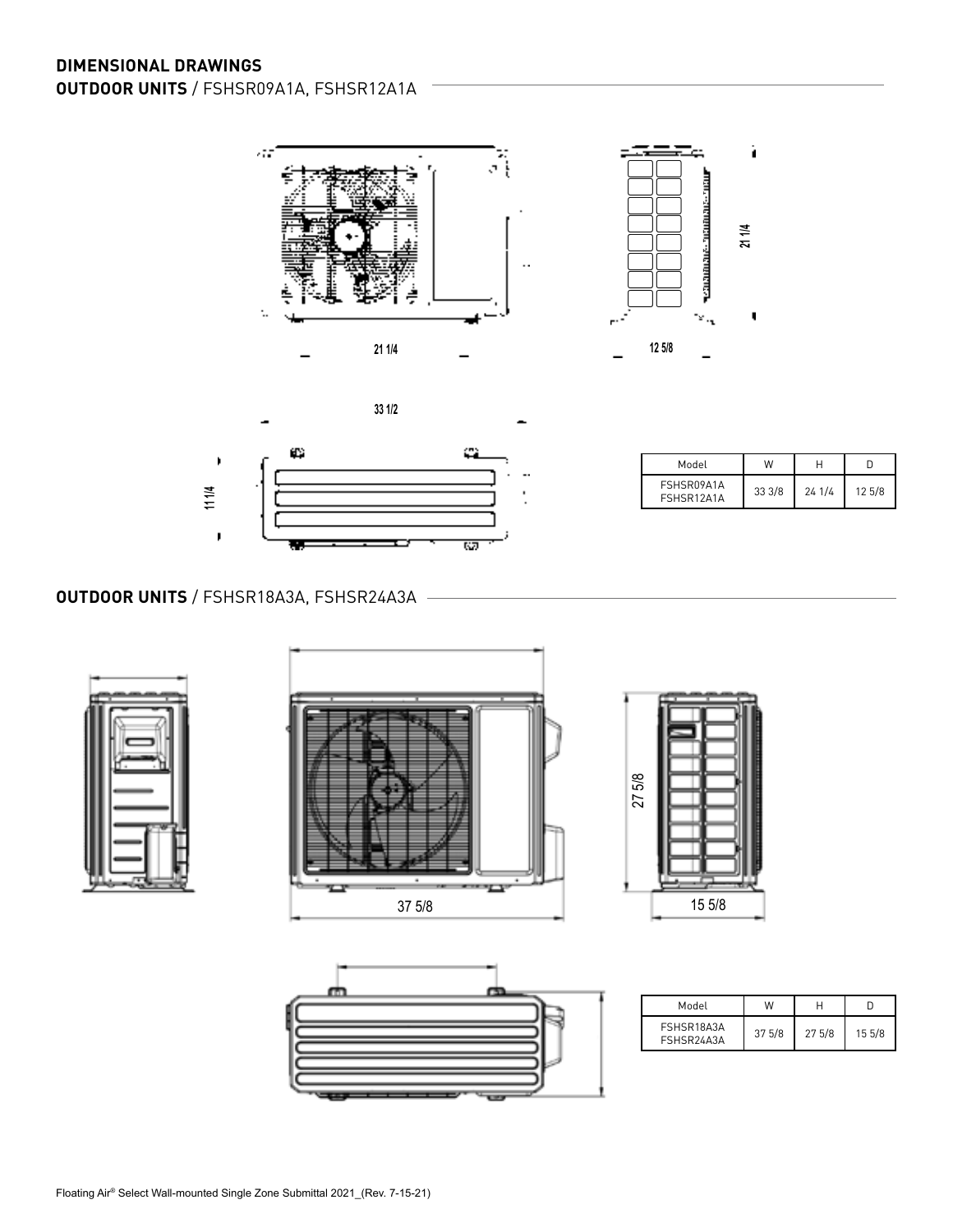## DIMENSIONAL DRAWINGS

### OUTDOOR UNITS / FSHSR09A1A, FSHSR12A1A

| Model | W | H | D |
|---|---|---|---|
| FSHSR09A1A<br>FSHSR12A1A | 33 3/8 | 24 1/4 | 12 5/8 |

### OUTDOOR UNITS / FSHSR18A3A, FSHSR24A3A

| Model | W | H | D |
|---|---|---|---|
| FSHSR18A3A<br>FSHSR24A3A | 37 5/8 | 27 5/8 | 15 5/8 |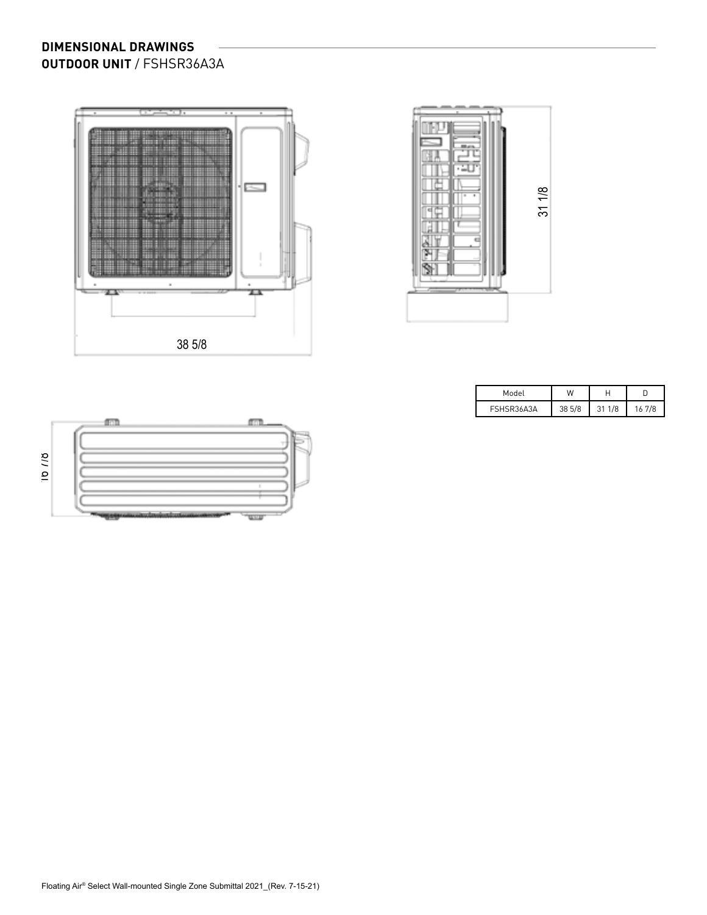## DIMENSIONAL DRAWINGS

**OUTDOOR UNIT** / FSHSR36A3A

38 5/8

31 1/8

16 7/8

| Model | W | H | D |
|---|---|---|---|
| FSHSR36A3A | 38 5/8 | 31 1/8 | 16 7/8 |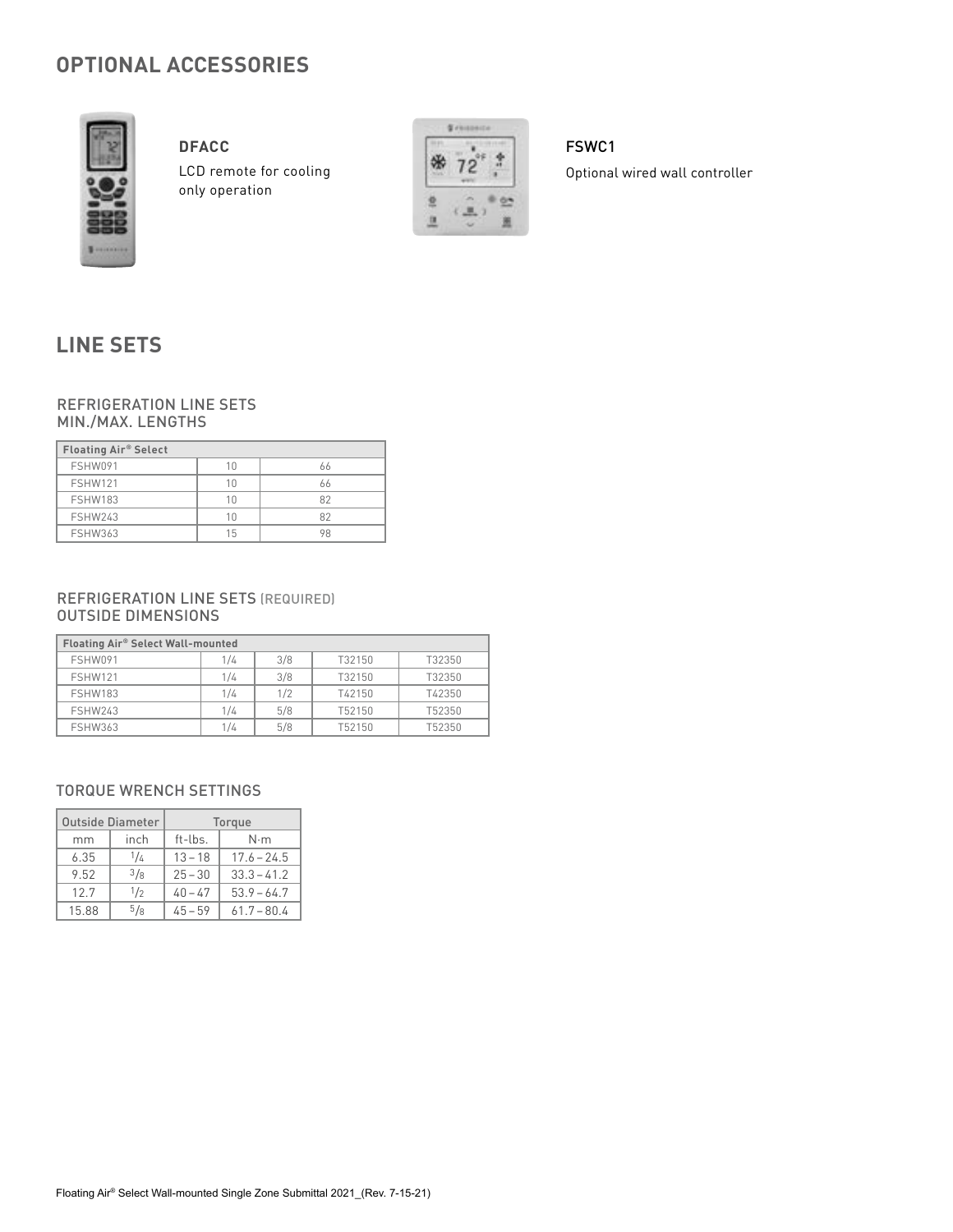# OPTIONAL ACCESSORIES

**DFACC**

LCD remote for cooling only operation

**FSWC1**

Optional wired wall controller

# LINE SETS

## REFRIGERATION LINE SETS MIN./MAX. LENGTHS

| Floating Air® Select | | |
|---|---|---|
| FSHW091 | 10 | 66 |
| FSHW121 | 10 | 66 |
| FSHW183 | 10 | 82 |
| FSHW243 | 10 | 82 |
| FSHW363 | 15 | 98 |

## REFRIGERATION LINE SETS (REQUIRED) OUTSIDE DIMENSIONS

| Floating Air® Select Wall-mounted | | | | |
|---|---|---|---|---|
| FSHW091 | 1/4 | 3/8 | T32150 | T32350 |
| FSHW121 | 1/4 | 3/8 | T32150 | T32350 |
| FSHW183 | 1/4 | 1/2 | T42150 | T42350 |
| FSHW243 | 1/4 | 5/8 | T52150 | T52350 |
| FSHW363 | 1/4 | 5/8 | T52150 | T52350 |

## TORQUE WRENCH SETTINGS

| Outside Diameter | | Torque | |
|---|---|---|---|
| mm | inch | ft-lbs. | N·m |
| 6.35 | 1/4 | 13 – 18 | 17.6 – 24.5 |
| 9.52 | 3/8 | 25 – 30 | 33.3 – 41.2 |
| 12.7 | 1/2 | 40 – 47 | 53.9 – 64.7 |
| 15.88 | 5/8 | 45 – 59 | 61.7 – 80.4 |